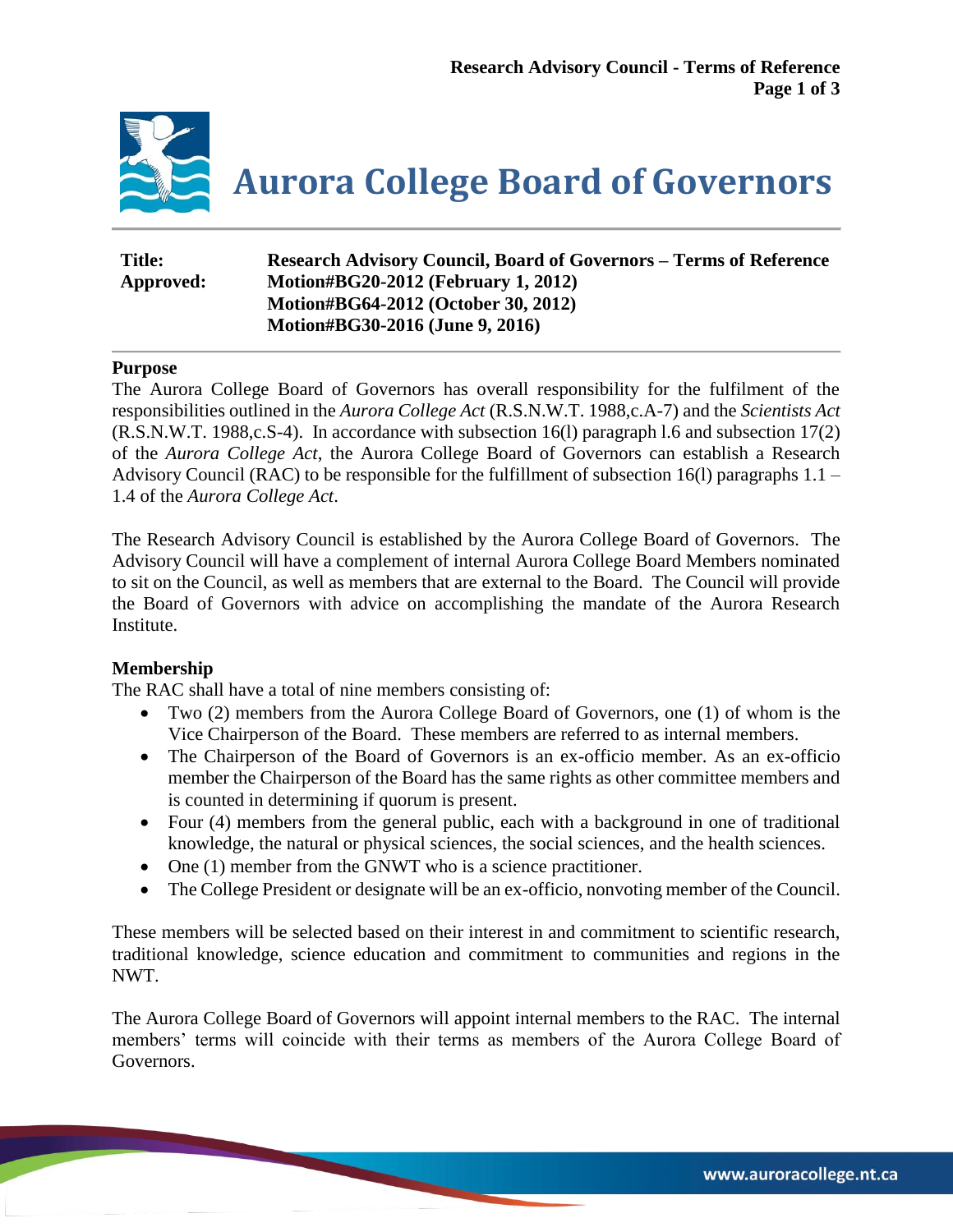# Aurora College Board of Governors

| **Title:** | **Research Advisory Council, Board of Governors – Terms of Reference** |
| --- | --- |
| **Approved:** | **Motion#BG20-2012 (February 1, 2012)** |
| | **Motion#BG64-2012 (October 30, 2012)** |
| | **Motion#BG30-2016 (June 9, 2016)** |

## Purpose

The Aurora College Board of Governors has overall responsibility for the fulfilment of the responsibilities outlined in the *Aurora College Act* (R.S.N.W.T. 1988,c.A-7) and the *Scientists Act* (R.S.N.W.T. 1988,c.S-4). In accordance with subsection 16(l) paragraph l.6 and subsection 17(2) of the *Aurora College Act*, the Aurora College Board of Governors can establish a Research Advisory Council (RAC) to be responsible for the fulfillment of subsection 16(l) paragraphs 1.1 – 1.4 of the *Aurora College Act*.

The Research Advisory Council is established by the Aurora College Board of Governors. The Advisory Council will have a complement of internal Aurora College Board Members nominated to sit on the Council, as well as members that are external to the Board. The Council will provide the Board of Governors with advice on accomplishing the mandate of the Aurora Research Institute.

## Membership

The RAC shall have a total of nine members consisting of:

- Two (2) members from the Aurora College Board of Governors, one (1) of whom is the Vice Chairperson of the Board. These members are referred to as internal members.
- The Chairperson of the Board of Governors is an ex-officio member. As an ex-officio member the Chairperson of the Board has the same rights as other committee members and is counted in determining if quorum is present.
- Four (4) members from the general public, each with a background in one of traditional knowledge, the natural or physical sciences, the social sciences, and the health sciences.
- One (1) member from the GNWT who is a science practitioner.
- The College President or designate will be an ex-officio, nonvoting member of the Council.

These members will be selected based on their interest in and commitment to scientific research, traditional knowledge, science education and commitment to communities and regions in the NWT.

The Aurora College Board of Governors will appoint internal members to the RAC. The internal members' terms will coincide with their terms as members of the Aurora College Board of Governors.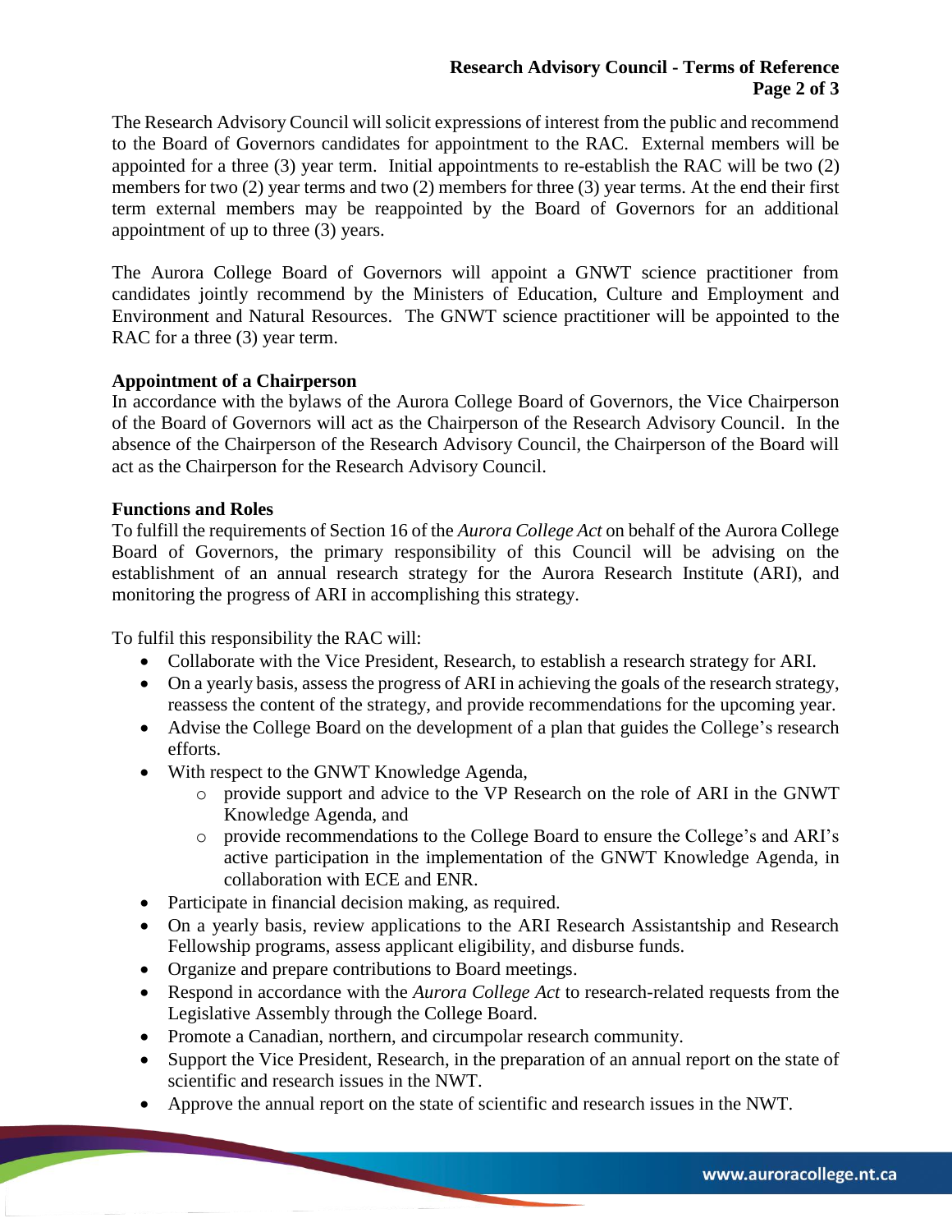The Research Advisory Council will solicit expressions of interest from the public and recommend to the Board of Governors candidates for appointment to the RAC. External members will be appointed for a three (3) year term. Initial appointments to re-establish the RAC will be two (2) members for two (2) year terms and two (2) members for three (3) year terms. At the end their first term external members may be reappointed by the Board of Governors for an additional appointment of up to three (3) years.

The Aurora College Board of Governors will appoint a GNWT science practitioner from candidates jointly recommend by the Ministers of Education, Culture and Employment and Environment and Natural Resources. The GNWT science practitioner will be appointed to the RAC for a three (3) year term.

**Appointment of a Chairperson**

In accordance with the bylaws of the Aurora College Board of Governors, the Vice Chairperson of the Board of Governors will act as the Chairperson of the Research Advisory Council. In the absence of the Chairperson of the Research Advisory Council, the Chairperson of the Board will act as the Chairperson for the Research Advisory Council.

**Functions and Roles**

To fulfill the requirements of Section 16 of the *Aurora College Act* on behalf of the Aurora College Board of Governors, the primary responsibility of this Council will be advising on the establishment of an annual research strategy for the Aurora Research Institute (ARI), and monitoring the progress of ARI in accomplishing this strategy.

To fulfil this responsibility the RAC will:

- Collaborate with the Vice President, Research, to establish a research strategy for ARI.
- On a yearly basis, assess the progress of ARI in achieving the goals of the research strategy, reassess the content of the strategy, and provide recommendations for the upcoming year.
- Advise the College Board on the development of a plan that guides the College's research efforts.
- With respect to the GNWT Knowledge Agenda,
  - provide support and advice to the VP Research on the role of ARI in the GNWT Knowledge Agenda, and
  - provide recommendations to the College Board to ensure the College's and ARI's active participation in the implementation of the GNWT Knowledge Agenda, in collaboration with ECE and ENR.
- Participate in financial decision making, as required.
- On a yearly basis, review applications to the ARI Research Assistantship and Research Fellowship programs, assess applicant eligibility, and disburse funds.
- Organize and prepare contributions to Board meetings.
- Respond in accordance with the *Aurora College Act* to research-related requests from the Legislative Assembly through the College Board.
- Promote a Canadian, northern, and circumpolar research community.
- Support the Vice President, Research, in the preparation of an annual report on the state of scientific and research issues in the NWT.
- Approve the annual report on the state of scientific and research issues in the NWT.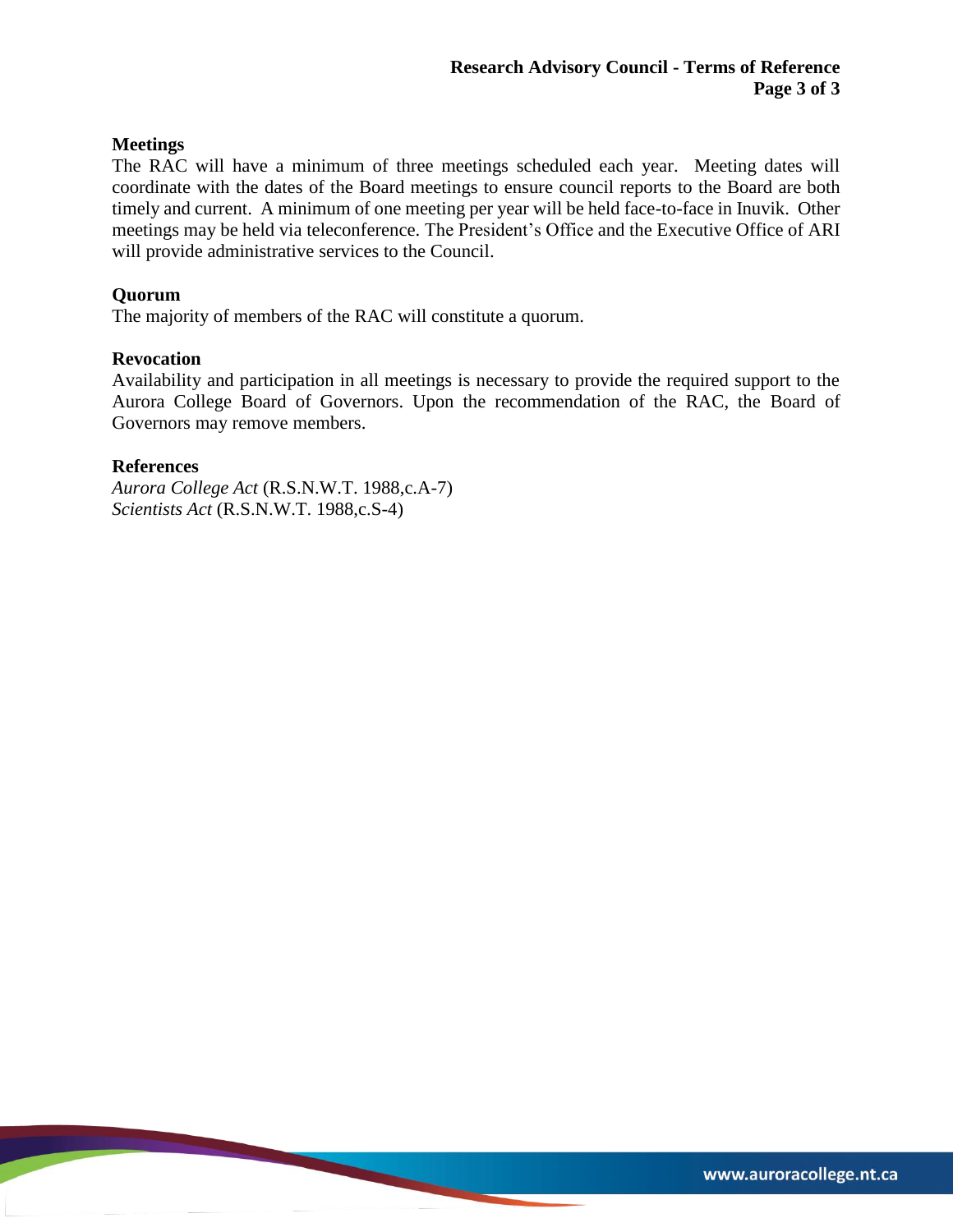**Meetings**

The RAC will have a minimum of three meetings scheduled each year. Meeting dates will coordinate with the dates of the Board meetings to ensure council reports to the Board are both timely and current. A minimum of one meeting per year will be held face-to-face in Inuvik. Other meetings may be held via teleconference. The President's Office and the Executive Office of ARI will provide administrative services to the Council.

**Quorum**

The majority of members of the RAC will constitute a quorum.

**Revocation**

Availability and participation in all meetings is necessary to provide the required support to the Aurora College Board of Governors. Upon the recommendation of the RAC, the Board of Governors may remove members.

**References**

*Aurora College Act* (R.S.N.W.T. 1988,c.A-7)
*Scientists Act* (R.S.N.W.T. 1988,c.S-4)